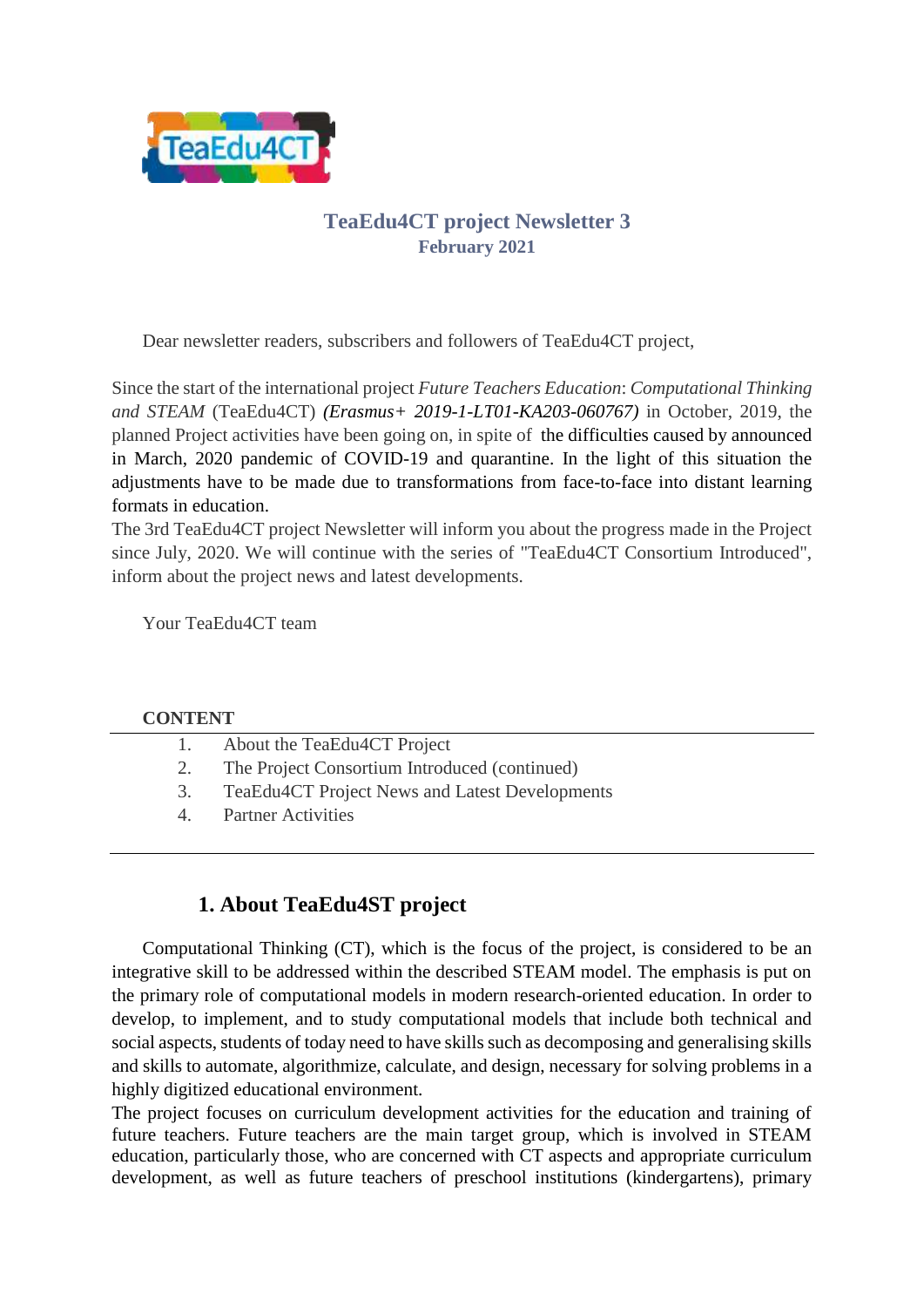# TeaEdu4CT project Newsletter 3

**February 2021**

Dear newsletter readers, subscribers and followers of TeaEdu4CT project,

Since the start of the international project *Future Teachers Education*: *Computational Thinking and STEAM* (TeaEdu4CT) *(Erasmus+ 2019-1-LT01-KA203-060767)* in October, 2019, the planned Project activities have been going on, in spite of the difficulties caused by announced in March, 2020 pandemic of COVID-19 and quarantine. In the light of this situation the adjustments have to be made due to transformations from face-to-face into distant learning formats in education.

The 3rd TeaEdu4CT project Newsletter will inform you about the progress made in the Project since July, 2020. We will continue with the series of "TeaEdu4CT Consortium Introduced", inform about the project news and latest developments.

Your TeaEdu4CT team

**CONTENT**

1. About the TeaEdu4CT Project
2. The Project Consortium Introduced (continued)
3. TeaEdu4CT Project News and Latest Developments
4. Partner Activities

## 1. About TeaEdu4ST project

Computational Thinking (CT), which is the focus of the project, is considered to be an integrative skill to be addressed within the described STEAM model. The emphasis is put on the primary role of computational models in modern research-oriented education. In order to develop, to implement, and to study computational models that include both technical and social aspects, students of today need to have skills such as decomposing and generalising skills and skills to automate, algorithmize, calculate, and design, necessary for solving problems in a highly digitized educational environment.

The project focuses on curriculum development activities for the education and training of future teachers. Future teachers are the main target group, which is involved in STEAM education, particularly those, who are concerned with CT aspects and appropriate curriculum development, as well as future teachers of preschool institutions (kindergartens), primary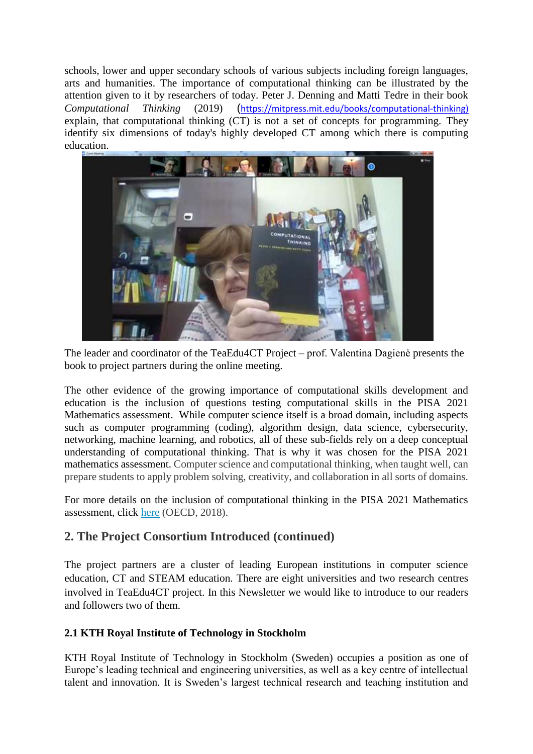schools, lower and upper secondary schools of various subjects including foreign languages, arts and humanities. The importance of computational thinking can be illustrated by the attention given to it by researchers of today. Peter J. Denning and Matti Tedre in their book *Computational Thinking* (2019) (https://mitpress.mit.edu/books/computational-thinking) explain, that computational thinking (CT) is not a set of concepts for programming. They identify six dimensions of today's highly developed CT among which there is computing education.

The leader and coordinator of the TeaEdu4CT Project – prof. Valentina Dagienė presents the book to project partners during the online meeting.

The other evidence of the growing importance of computational skills development and education is the inclusion of questions testing computational skills in the PISA 2021 Mathematics assessment. While computer science itself is a broad domain, including aspects such as computer programming (coding), algorithm design, data science, cybersecurity, networking, machine learning, and robotics, all of these sub-fields rely on a deep conceptual understanding of computational thinking. That is why it was chosen for the PISA 2021 mathematics assessment. Computer science and computational thinking, when taught well, can prepare students to apply problem solving, creativity, and collaboration in all sorts of domains.

For more details on the inclusion of computational thinking in the PISA 2021 Mathematics assessment, click here (OECD, 2018).

## 2. The Project Consortium Introduced (continued)

The project partners are a cluster of leading European institutions in computer science education, CT and STEAM education. There are eight universities and two research centres involved in TeaEdu4CT project. In this Newsletter we would like to introduce to our readers and followers two of them.

### 2.1 KTH Royal Institute of Technology in Stockholm

KTH Royal Institute of Technology in Stockholm (Sweden) occupies a position as one of Europe's leading technical and engineering universities, as well as a key centre of intellectual talent and innovation. It is Sweden's largest technical research and teaching institution and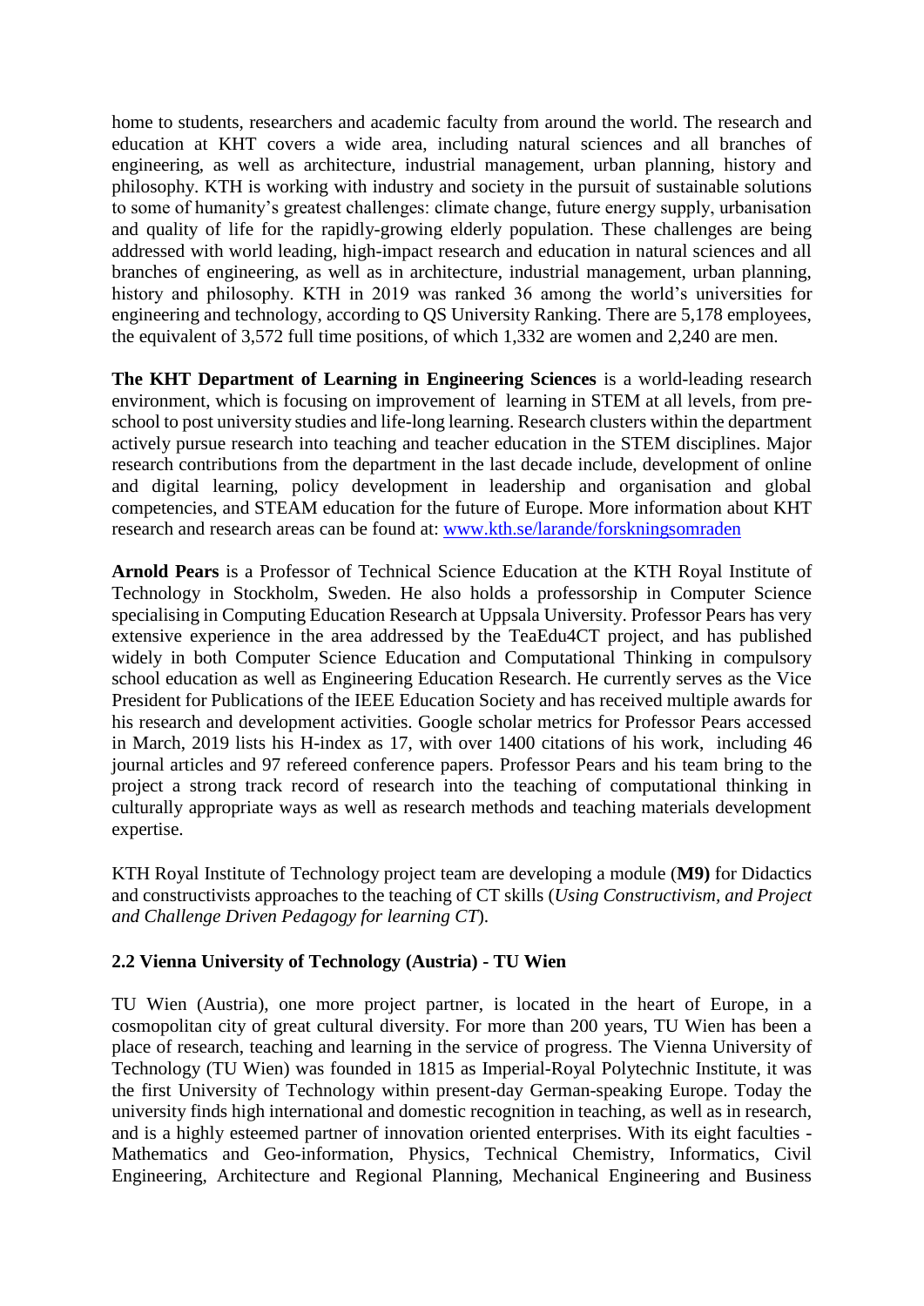home to students, researchers and academic faculty from around the world. The research and education at KHT covers a wide area, including natural sciences and all branches of engineering, as well as architecture, industrial management, urban planning, history and philosophy. KTH is working with industry and society in the pursuit of sustainable solutions to some of humanity's greatest challenges: climate change, future energy supply, urbanisation and quality of life for the rapidly-growing elderly population. These challenges are being addressed with world leading, high-impact research and education in natural sciences and all branches of engineering, as well as in architecture, industrial management, urban planning, history and philosophy. KTH in 2019 was ranked 36 among the world's universities for engineering and technology, according to QS University Ranking. There are 5,178 employees, the equivalent of 3,572 full time positions, of which 1,332 are women and 2,240 are men.

**The KHT Department of Learning in Engineering Sciences** is a world-leading research environment, which is focusing on improvement of learning in STEM at all levels, from pre-school to post university studies and life-long learning. Research clusters within the department actively pursue research into teaching and teacher education in the STEM disciplines. Major research contributions from the department in the last decade include, development of online and digital learning, policy development in leadership and organisation and global competencies, and STEAM education for the future of Europe. More information about KHT research and research areas can be found at: [www.kth.se/larande/forskningsomraden](www.kth.se/larande/forskningsomraden)

**Arnold Pears** is a Professor of Technical Science Education at the KTH Royal Institute of Technology in Stockholm, Sweden. He also holds a professorship in Computer Science specialising in Computing Education Research at Uppsala University. Professor Pears has very extensive experience in the area addressed by the TeaEdu4CT project, and has published widely in both Computer Science Education and Computational Thinking in compulsory school education as well as Engineering Education Research. He currently serves as the Vice President for Publications of the IEEE Education Society and has received multiple awards for his research and development activities. Google scholar metrics for Professor Pears accessed in March, 2019 lists his H-index as 17, with over 1400 citations of his work, including 46 journal articles and 97 refereed conference papers. Professor Pears and his team bring to the project a strong track record of research into the teaching of computational thinking in culturally appropriate ways as well as research methods and teaching materials development expertise.

KTH Royal Institute of Technology project team are developing a module (**M9)** for Didactics and constructivists approaches to the teaching of CT skills (*Using Constructivism, and Project and Challenge Driven Pedagogy for learning CT*).

### 2.2 Vienna University of Technology (Austria) - TU Wien

TU Wien (Austria), one more project partner, is located in the heart of Europe, in a cosmopolitan city of great cultural diversity. For more than 200 years, TU Wien has been a place of research, teaching and learning in the service of progress. The Vienna University of Technology (TU Wien) was founded in 1815 as Imperial-Royal Polytechnic Institute, it was the first University of Technology within present-day German-speaking Europe. Today the university finds high international and domestic recognition in teaching, as well as in research, and is a highly esteemed partner of innovation oriented enterprises. With its eight faculties - Mathematics and Geo-information, Physics, Technical Chemistry, Informatics, Civil Engineering, Architecture and Regional Planning, Mechanical Engineering and Business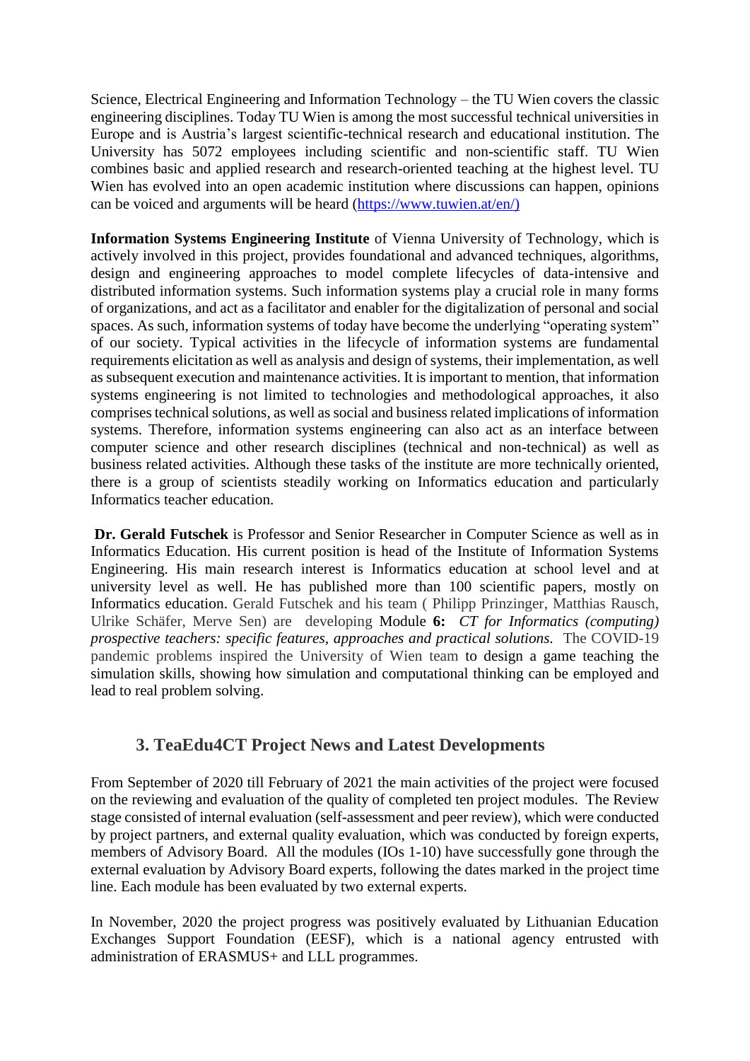Science, Electrical Engineering and Information Technology – the TU Wien covers the classic engineering disciplines. Today TU Wien is among the most successful technical universities in Europe and is Austria's largest scientific-technical research and educational institution. The University has 5072 employees including scientific and non-scientific staff. TU Wien combines basic and applied research and research-oriented teaching at the highest level. TU Wien has evolved into an open academic institution where discussions can happen, opinions can be voiced and arguments will be heard (https://www.tuwien.at/en/)

**Information Systems Engineering Institute** of Vienna University of Technology, which is actively involved in this project, provides foundational and advanced techniques, algorithms, design and engineering approaches to model complete lifecycles of data-intensive and distributed information systems. Such information systems play a crucial role in many forms of organizations, and act as a facilitator and enabler for the digitalization of personal and social spaces. As such, information systems of today have become the underlying "operating system" of our society. Typical activities in the lifecycle of information systems are fundamental requirements elicitation as well as analysis and design of systems, their implementation, as well as subsequent execution and maintenance activities. It is important to mention, that information systems engineering is not limited to technologies and methodological approaches, it also comprises technical solutions, as well as social and business related implications of information systems. Therefore, information systems engineering can also act as an interface between computer science and other research disciplines (technical and non-technical) as well as business related activities. Although these tasks of the institute are more technically oriented, there is a group of scientists steadily working on Informatics education and particularly Informatics teacher education.

**Dr. Gerald Futschek** is Professor and Senior Researcher in Computer Science as well as in Informatics Education. His current position is head of the Institute of Information Systems Engineering. His main research interest is Informatics education at school level and at university level as well. He has published more than 100 scientific papers, mostly on Informatics education. Gerald Futschek and his team ( Philipp Prinzinger, Matthias Rausch, Ulrike Schäfer, Merve Sen) are developing Module **6:** *CT for Informatics (computing) prospective teachers: specific features, approaches and practical solutions.* The COVID-19 pandemic problems inspired the University of Wien team to design a game teaching the simulation skills, showing how simulation and computational thinking can be employed and lead to real problem solving.

## 3. TeaEdu4CT Project News and Latest Developments

From September of 2020 till February of 2021 the main activities of the project were focused on the reviewing and evaluation of the quality of completed ten project modules. The Review stage consisted of internal evaluation (self-assessment and peer review), which were conducted by project partners, and external quality evaluation, which was conducted by foreign experts, members of Advisory Board. All the modules (IOs 1-10) have successfully gone through the external evaluation by Advisory Board experts, following the dates marked in the project time line. Each module has been evaluated by two external experts.

In November, 2020 the project progress was positively evaluated by Lithuanian Education Exchanges Support Foundation (EESF), which is a national agency entrusted with administration of ERASMUS+ and LLL programmes.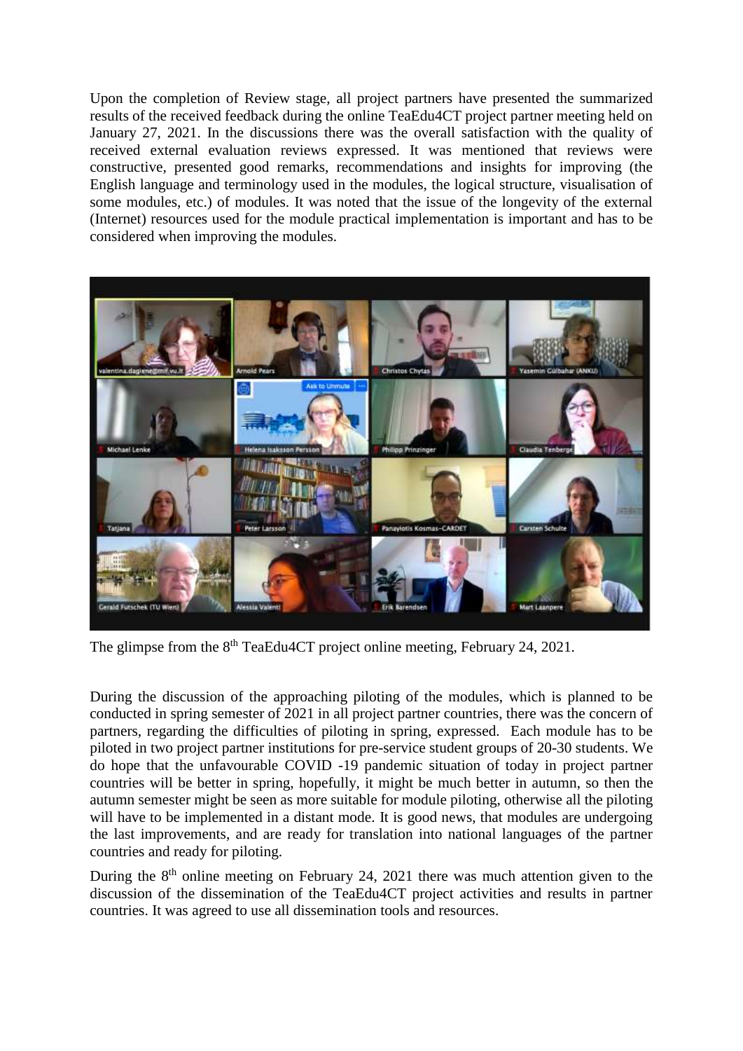Upon the completion of Review stage, all project partners have presented the summarized results of the received feedback during the online TeaEdu4CT project partner meeting held on January 27, 2021. In the discussions there was the overall satisfaction with the quality of received external evaluation reviews expressed. It was mentioned that reviews were constructive, presented good remarks, recommendations and insights for improving (the English language and terminology used in the modules, the logical structure, visualisation of some modules, etc.) of modules. It was noted that the issue of the longevity of the external (Internet) resources used for the module practical implementation is important and has to be considered when improving the modules.

The glimpse from the 8th TeaEdu4CT project online meeting, February 24, 2021.

During the discussion of the approaching piloting of the modules, which is planned to be conducted in spring semester of 2021 in all project partner countries, there was the concern of partners, regarding the difficulties of piloting in spring, expressed. Each module has to be piloted in two project partner institutions for pre-service student groups of 20-30 students. We do hope that the unfavourable COVID -19 pandemic situation of today in project partner countries will be better in spring, hopefully, it might be much better in autumn, so then the autumn semester might be seen as more suitable for module piloting, otherwise all the piloting will have to be implemented in a distant mode. It is good news, that modules are undergoing the last improvements, and are ready for translation into national languages of the partner countries and ready for piloting.

During the 8th online meeting on February 24, 2021 there was much attention given to the discussion of the dissemination of the TeaEdu4CT project activities and results in partner countries. It was agreed to use all dissemination tools and resources.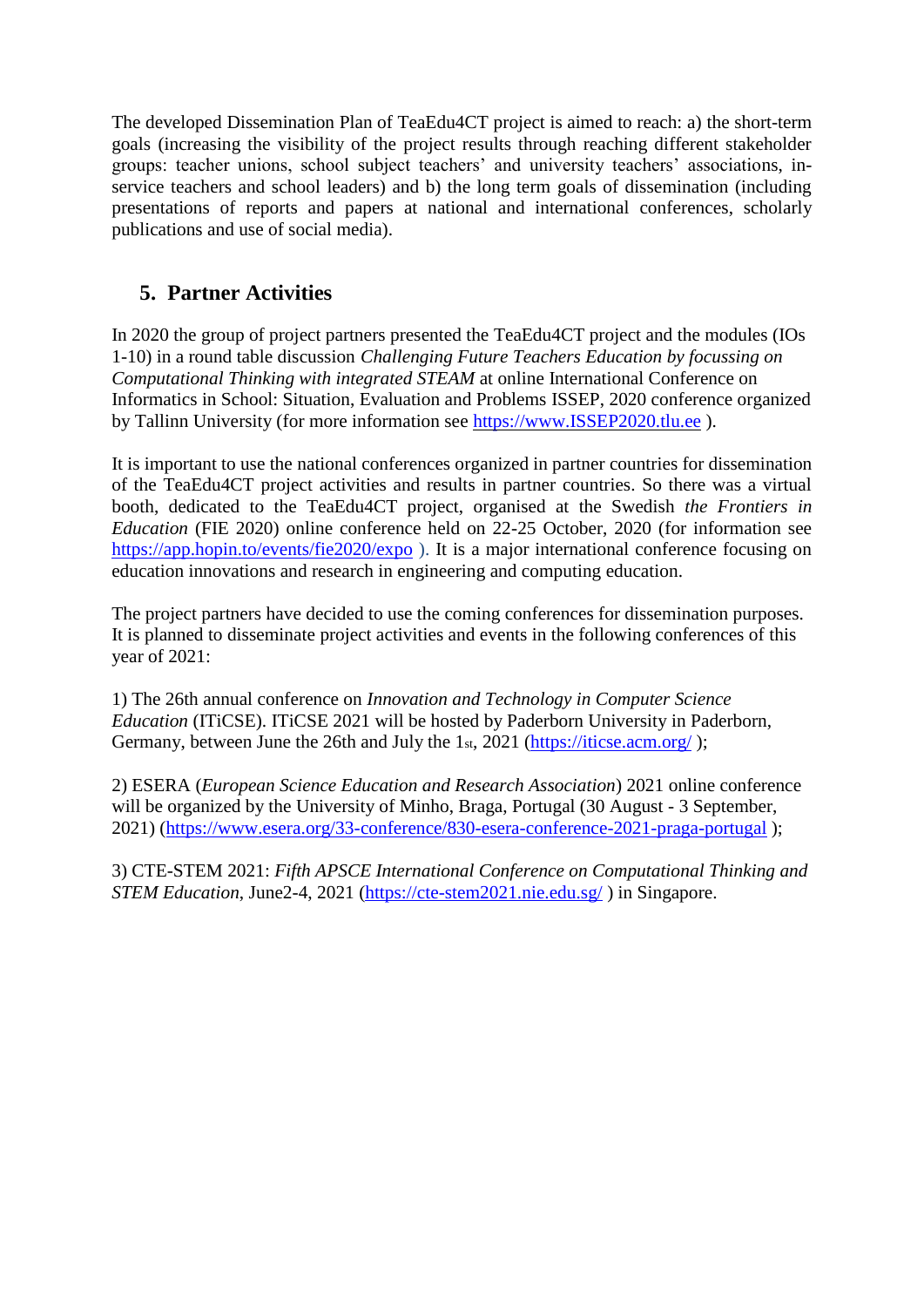The developed Dissemination Plan of TeaEdu4CT project is aimed to reach: a) the short-term goals (increasing the visibility of the project results through reaching different stakeholder groups: teacher unions, school subject teachers' and university teachers' associations, in-service teachers and school leaders) and b) the long term goals of dissemination (including presentations of reports and papers at national and international conferences, scholarly publications and use of social media).

## 5. Partner Activities

In 2020 the group of project partners presented the TeaEdu4CT project and the modules (IOs 1-10) in a round table discussion *Challenging Future Teachers Education by focussing on Computational Thinking with integrated STEAM* at online International Conference on Informatics in School: Situation, Evaluation and Problems ISSEP, 2020 conference organized by Tallinn University (for more information see https://www.ISSEP2020.tlu.ee ).

It is important to use the national conferences organized in partner countries for dissemination of the TeaEdu4CT project activities and results in partner countries. So there was a virtual booth, dedicated to the TeaEdu4CT project, organised at the Swedish *the Frontiers in Education* (FIE 2020) online conference held on 22-25 October, 2020 (for information see https://app.hopin.to/events/fie2020/expo ). It is a major international conference focusing on education innovations and research in engineering and computing education.

The project partners have decided to use the coming conferences for dissemination purposes. It is planned to disseminate project activities and events in the following conferences of this year of 2021:

1) The 26th annual conference on *Innovation and Technology in Computer Science Education* (ITiCSE). ITiCSE 2021 will be hosted by Paderborn University in Paderborn, Germany, between June the 26th and July the 1st, 2021 (https://iticse.acm.org/ );

2) ESERA (*European Science Education and Research Association*) 2021 online conference will be organized by the University of Minho, Braga, Portugal (30 August - 3 September, 2021) (https://www.esera.org/33-conference/830-esera-conference-2021-praga-portugal );

3) CTE-STEM 2021: *Fifth APSCE International Conference on Computational Thinking and STEM Education*, June2-4, 2021 (https://cte-stem2021.nie.edu.sg/ ) in Singapore.